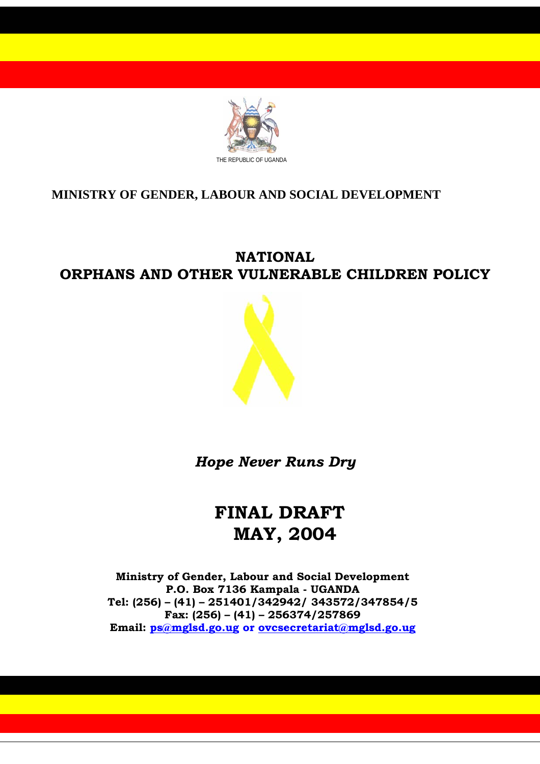THE REPUBLIC OF UGANDA

**MINISTRY OF GENDER, LABOUR AND SOCIAL DEVELOPMENT**

# NATIONAL ORPHANS AND OTHER VULNERABLE CHILDREN POLICY

***Hope Never Runs Dry***

# FINAL DRAFT
# MAY, 2004

**Ministry of Gender, Labour and Social Development**
**P.O. Box 7136 Kampala - UGANDA**
**Tel: (256) – (41) – 251401/342942/ 343572/347854/5**
**Fax: (256) – (41) – 256374/257869**
**Email: ps@mglsd.go.ug or ovcsecretariat@mglsd.go.ug**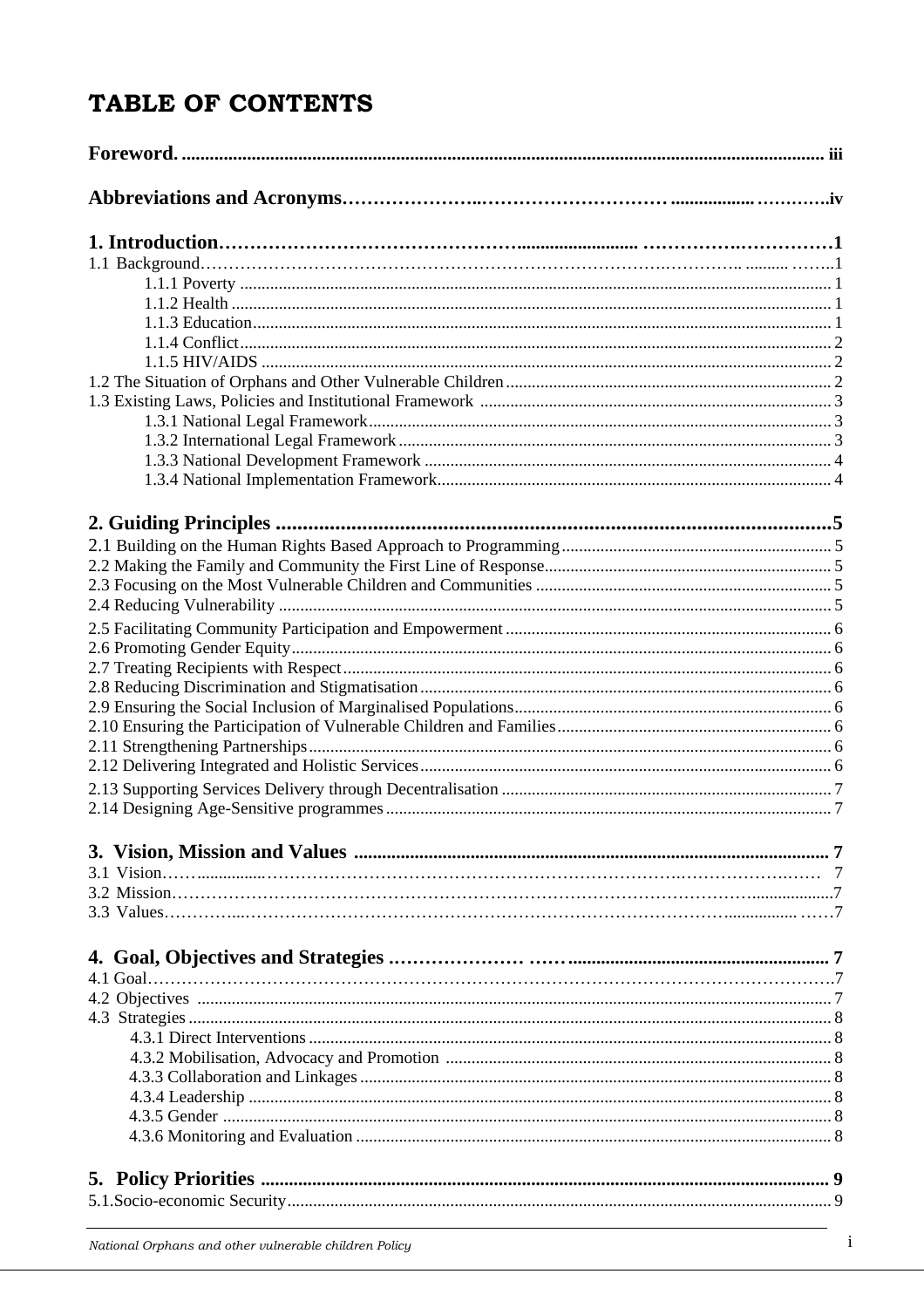# TABLE OF CONTENTS

**Foreword** .... iii

**Abbreviations and Acronyms** .... iv

**1. Introduction** .... 1

1.1 Background .... 1

- 1.1.1 Poverty .... 1
- 1.1.2 Health .... 1
- 1.1.3 Education .... 1
- 1.1.4 Conflict .... 2
- 1.1.5 HIV/AIDS .... 2

1.2 The Situation of Orphans and Other Vulnerable Children .... 2

1.3 Existing Laws, Policies and Institutional Framework .... 3

- 1.3.1 National Legal Framework .... 3
- 1.3.2 International Legal Framework .... 3
- 1.3.3 National Development Framework .... 4
- 1.3.4 National Implementation Framework .... 4

**2. Guiding Principles** .... 5

2.1 Building on the Human Rights Based Approach to Programming .... 5

2.2 Making the Family and Community the First Line of Response .... 5

2.3 Focusing on the Most Vulnerable Children and Communities .... 5

2.4 Reducing Vulnerability .... 5

2.5 Facilitating Community Participation and Empowerment .... 6

2.6 Promoting Gender Equity .... 6

2.7 Treating Recipients with Respect .... 6

2.8 Reducing Discrimination and Stigmatisation .... 6

2.9 Ensuring the Social Inclusion of Marginalised Populations .... 6

2.10 Ensuring the Participation of Vulnerable Children and Families .... 6

2.11 Strengthening Partnerships .... 6

2.12 Delivering Integrated and Holistic Services .... 6

2.13 Supporting Services Delivery through Decentralisation .... 7

2.14 Designing Age-Sensitive programmes .... 7

**3. Vision, Mission and Values** .... 7

3.1 Vision .... 7

3.2 Mission .... 7

3.3 Values .... 7

**4. Goal, Objectives and Strategies** .... 7

4.1 Goal .... 7

4.2 Objectives .... 7

4.3 Strategies .... 8

- 4.3.1 Direct Interventions .... 8
- 4.3.2 Mobilisation, Advocacy and Promotion .... 8
- 4.3.3 Collaboration and Linkages .... 8
- 4.3.4 Leadership .... 8
- 4.3.5 Gender .... 8
- 4.3.6 Monitoring and Evaluation .... 8

**5. Policy Priorities** .... 9

5.1. Socio-economic Security .... 9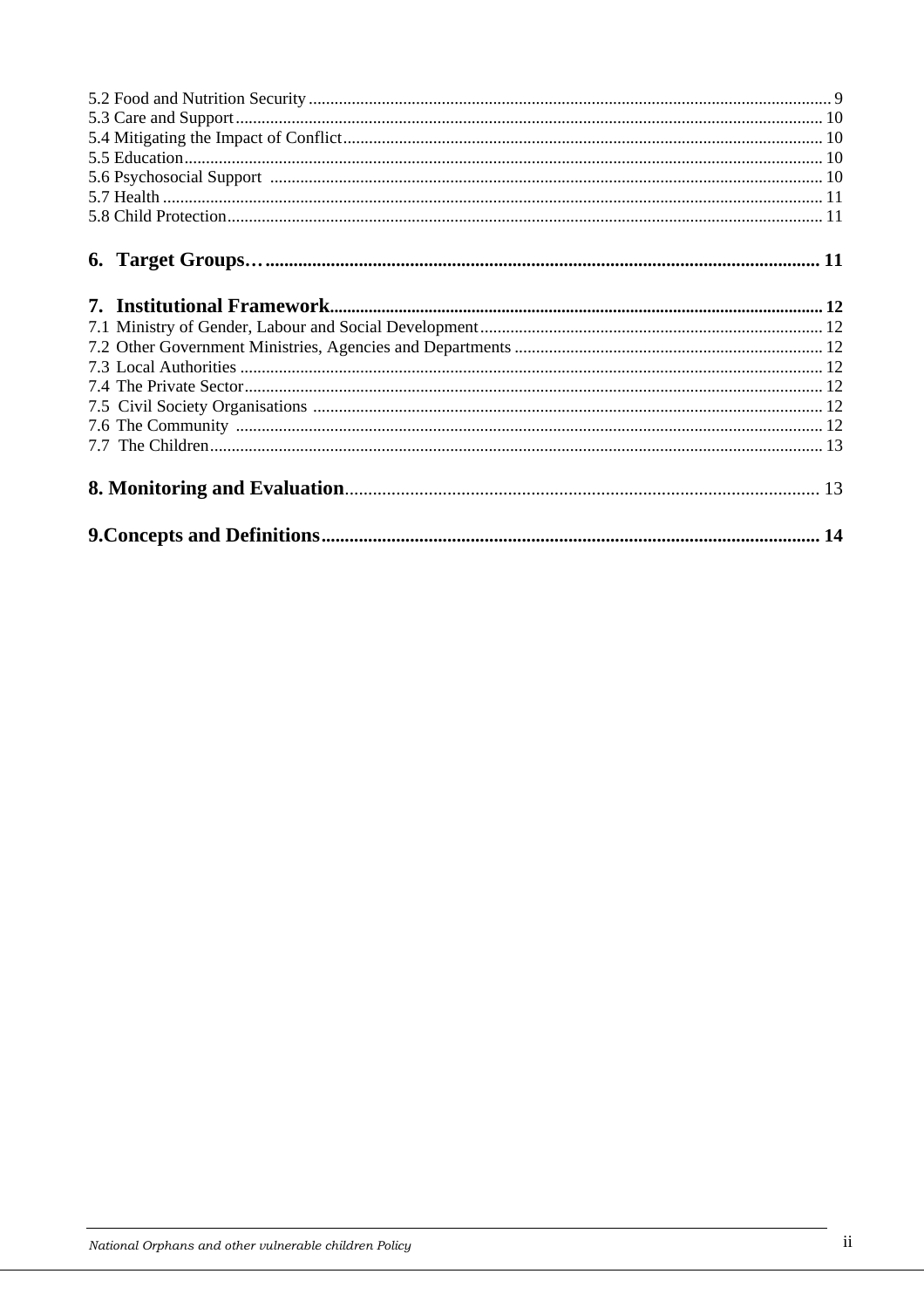5.2 Food and Nutrition Security ........................................................................................................................ 9
5.3 Care and Support ....................................................................................................................................... 10
5.4 Mitigating the Impact of Conflict ............................................................................................................... 10
5.5 Education ................................................................................................................................................... 10
5.6 Psychosocial Support ................................................................................................................................ 10
5.7 Health ........................................................................................................................................................ 11
5.8 Child Protection ......................................................................................................................................... 11

**6. Target Groups… ...................................................................................................................... 11**

**7. Institutional Framework ................................................................................................................. 12**

7.1 Ministry of Gender, Labour and Social Development ............................................................................... 12
7.2 Other Government Ministries, Agencies and Departments ....................................................................... 12
7.3 Local Authorities ....................................................................................................................................... 12
7.4 The Private Sector ...................................................................................................................................... 12
7.5 Civil Society Organisations ...................................................................................................................... 12
7.6 The Community ........................................................................................................................................ 12
7.7 The Children .............................................................................................................................................. 13

**8. Monitoring and Evaluation** ...................................................................................... 13

**9.Concepts and Definitions ........................................................................................................... 14**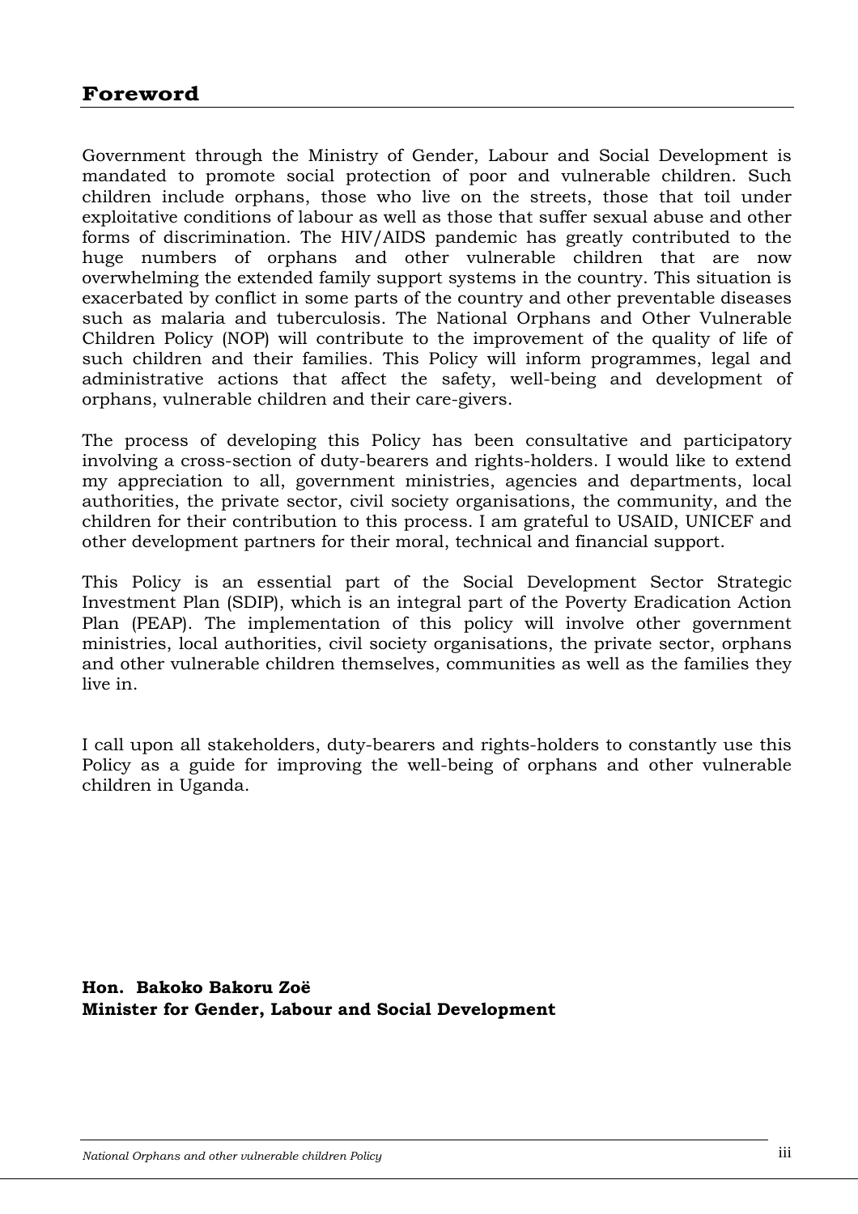## Foreword

Government through the Ministry of Gender, Labour and Social Development is mandated to promote social protection of poor and vulnerable children. Such children include orphans, those who live on the streets, those that toil under exploitative conditions of labour as well as those that suffer sexual abuse and other forms of discrimination. The HIV/AIDS pandemic has greatly contributed to the huge numbers of orphans and other vulnerable children that are now overwhelming the extended family support systems in the country. This situation is exacerbated by conflict in some parts of the country and other preventable diseases such as malaria and tuberculosis. The National Orphans and Other Vulnerable Children Policy (NOP) will contribute to the improvement of the quality of life of such children and their families. This Policy will inform programmes, legal and administrative actions that affect the safety, well-being and development of orphans, vulnerable children and their care-givers.

The process of developing this Policy has been consultative and participatory involving a cross-section of duty-bearers and rights-holders. I would like to extend my appreciation to all, government ministries, agencies and departments, local authorities, the private sector, civil society organisations, the community, and the children for their contribution to this process. I am grateful to USAID, UNICEF and other development partners for their moral, technical and financial support.

This Policy is an essential part of the Social Development Sector Strategic Investment Plan (SDIP), which is an integral part of the Poverty Eradication Action Plan (PEAP). The implementation of this policy will involve other government ministries, local authorities, civil society organisations, the private sector, orphans and other vulnerable children themselves, communities as well as the families they live in.

I call upon all stakeholders, duty-bearers and rights-holders to constantly use this Policy as a guide for improving the well-being of orphans and other vulnerable children in Uganda.

**Hon. Bakoko Bakoru Zoë**
**Minister for Gender, Labour and Social Development**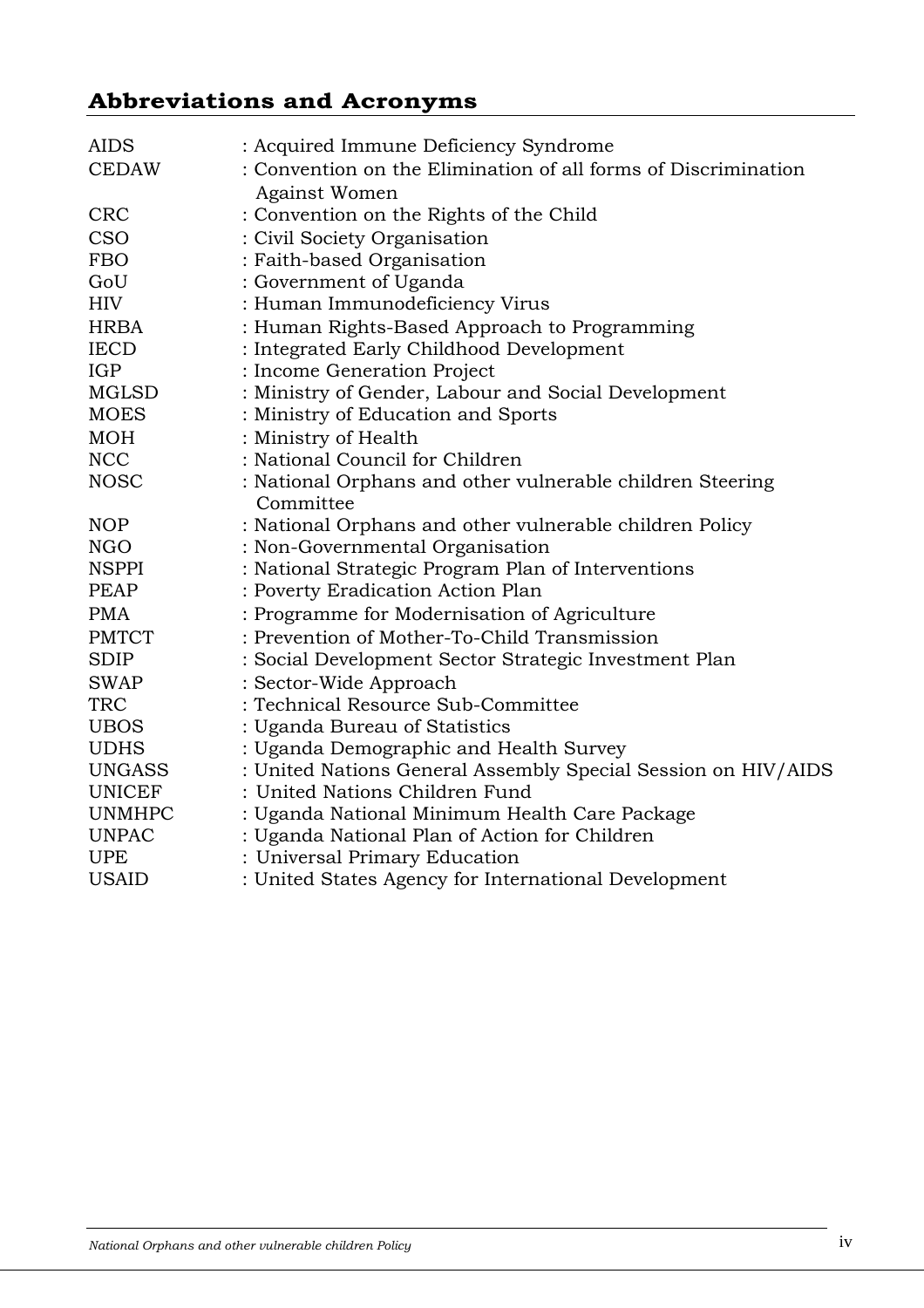## Abbreviations and Acronyms

| | |
|---|---|
| AIDS | : Acquired Immune Deficiency Syndrome |
| CEDAW | : Convention on the Elimination of all forms of Discrimination Against Women |
| CRC | : Convention on the Rights of the Child |
| CSO | : Civil Society Organisation |
| FBO | : Faith-based Organisation |
| GoU | : Government of Uganda |
| HIV | : Human Immunodeficiency Virus |
| HRBA | : Human Rights-Based Approach to Programming |
| IECD | : Integrated Early Childhood Development |
| IGP | : Income Generation Project |
| MGLSD | : Ministry of Gender, Labour and Social Development |
| MOES | : Ministry of Education and Sports |
| MOH | : Ministry of Health |
| NCC | : National Council for Children |
| NOSC | : National Orphans and other vulnerable children Steering Committee |
| NOP | : National Orphans and other vulnerable children Policy |
| NGO | : Non-Governmental Organisation |
| NSPPI | : National Strategic Program Plan of Interventions |
| PEAP | : Poverty Eradication Action Plan |
| PMA | : Programme for Modernisation of Agriculture |
| PMTCT | : Prevention of Mother-To-Child Transmission |
| SDIP | : Social Development Sector Strategic Investment Plan |
| SWAP | : Sector-Wide Approach |
| TRC | : Technical Resource Sub-Committee |
| UBOS | : Uganda Bureau of Statistics |
| UDHS | : Uganda Demographic and Health Survey |
| UNGASS | : United Nations General Assembly Special Session on HIV/AIDS |
| UNICEF | : United Nations Children Fund |
| UNMHPC | : Uganda National Minimum Health Care Package |
| UNPAC | : Uganda National Plan of Action for Children |
| UPE | : Universal Primary Education |
| USAID | : United States Agency for International Development |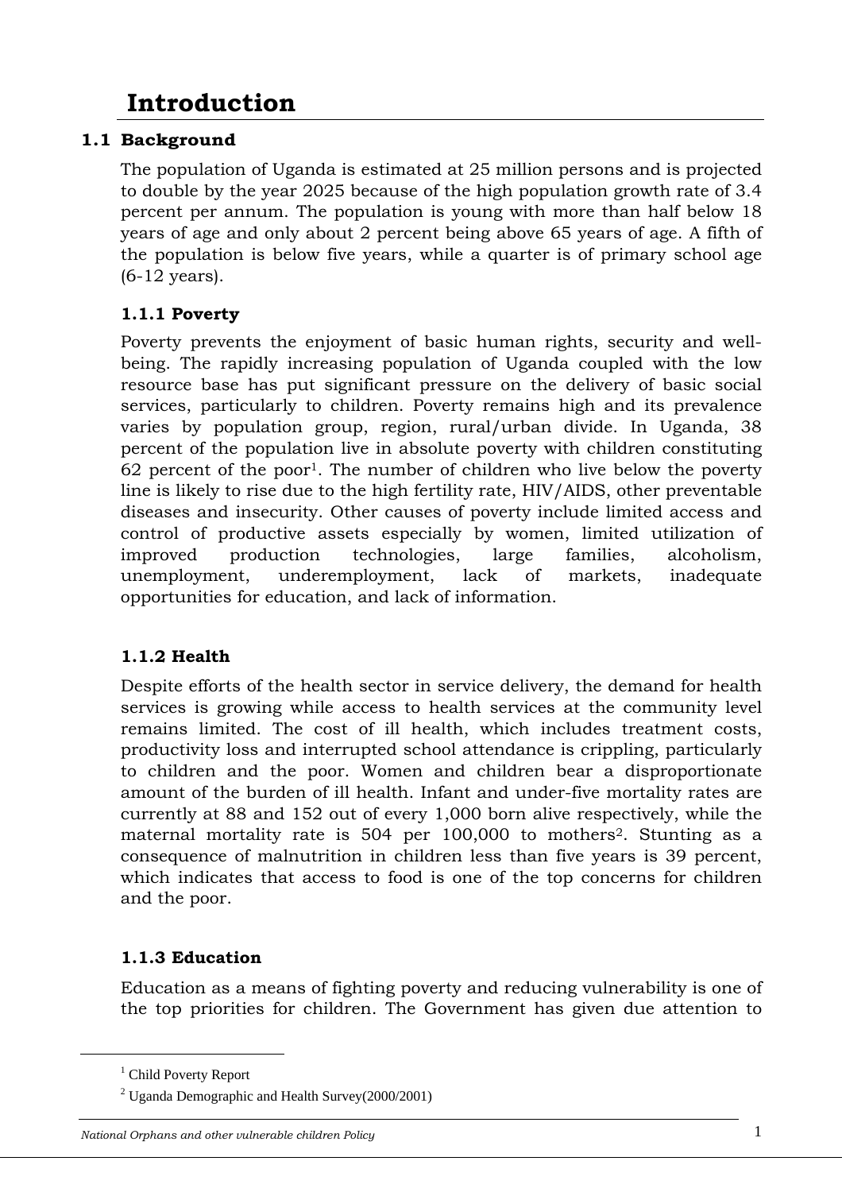# Introduction

## 1.1 Background

The population of Uganda is estimated at 25 million persons and is projected to double by the year 2025 because of the high population growth rate of 3.4 percent per annum. The population is young with more than half below 18 years of age and only about 2 percent being above 65 years of age. A fifth of the population is below five years, while a quarter is of primary school age (6-12 years).

### 1.1.1 Poverty

Poverty prevents the enjoyment of basic human rights, security and well-being. The rapidly increasing population of Uganda coupled with the low resource base has put significant pressure on the delivery of basic social services, particularly to children. Poverty remains high and its prevalence varies by population group, region, rural/urban divide. In Uganda, 38 percent of the population live in absolute poverty with children constituting 62 percent of the poor[1]. The number of children who live below the poverty line is likely to rise due to the high fertility rate, HIV/AIDS, other preventable diseases and insecurity. Other causes of poverty include limited access and control of productive assets especially by women, limited utilization of improved production technologies, large families, alcoholism, unemployment, underemployment, lack of markets, inadequate opportunities for education, and lack of information.

### 1.1.2 Health

Despite efforts of the health sector in service delivery, the demand for health services is growing while access to health services at the community level remains limited. The cost of ill health, which includes treatment costs, productivity loss and interrupted school attendance is crippling, particularly to children and the poor. Women and children bear a disproportionate amount of the burden of ill health. Infant and under-five mortality rates are currently at 88 and 152 out of every 1,000 born alive respectively, while the maternal mortality rate is 504 per 100,000 to mothers[2]. Stunting as a consequence of malnutrition in children less than five years is 39 percent, which indicates that access to food is one of the top concerns for children and the poor.

### 1.1.3 Education

Education as a means of fighting poverty and reducing vulnerability is one of the top priorities for children. The Government has given due attention to

---

[1] Child Poverty Report

[2] Uganda Demographic and Health Survey(2000/2001)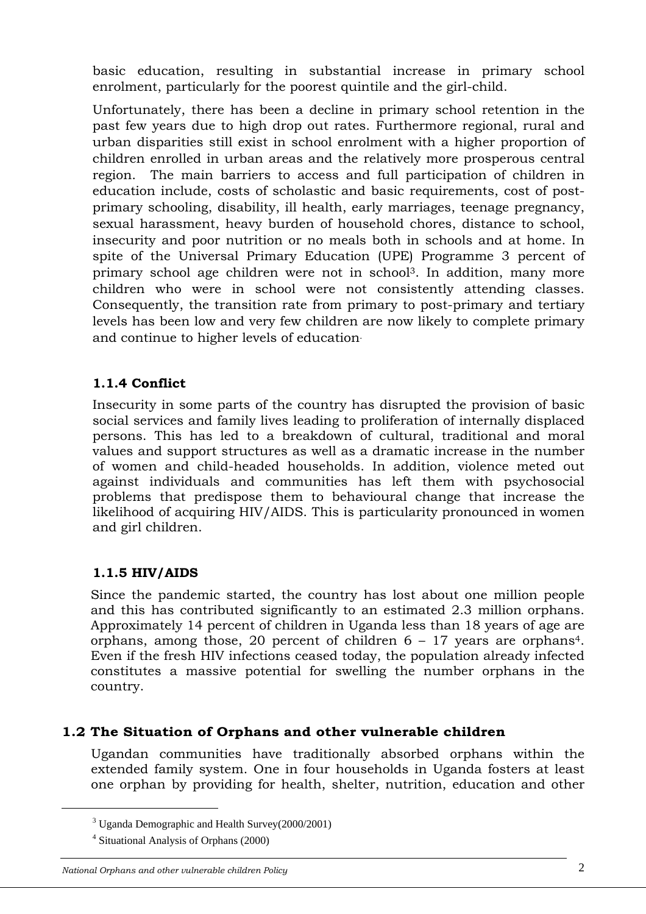basic education, resulting in substantial increase in primary school enrolment, particularly for the poorest quintile and the girl-child.

Unfortunately, there has been a decline in primary school retention in the past few years due to high drop out rates. Furthermore regional, rural and urban disparities still exist in school enrolment with a higher proportion of children enrolled in urban areas and the relatively more prosperous central region. The main barriers to access and full participation of children in education include, costs of scholastic and basic requirements, cost of post-primary schooling, disability, ill health, early marriages, teenage pregnancy, sexual harassment, heavy burden of household chores, distance to school, insecurity and poor nutrition or no meals both in schools and at home. In spite of the Universal Primary Education (UPE) Programme 3 percent of primary school age children were not in school[3]. In addition, many more children who were in school were not consistently attending classes. Consequently, the transition rate from primary to post-primary and tertiary levels has been low and very few children are now likely to complete primary and continue to higher levels of education.

### 1.1.4 Conflict

Insecurity in some parts of the country has disrupted the provision of basic social services and family lives leading to proliferation of internally displaced persons. This has led to a breakdown of cultural, traditional and moral values and support structures as well as a dramatic increase in the number of women and child-headed households. In addition, violence meted out against individuals and communities has left them with psychosocial problems that predispose them to behavioural change that increase the likelihood of acquiring HIV/AIDS. This is particularity pronounced in women and girl children.

### 1.1.5 HIV/AIDS

Since the pandemic started, the country has lost about one million people and this has contributed significantly to an estimated 2.3 million orphans. Approximately 14 percent of children in Uganda less than 18 years of age are orphans, among those, 20 percent of children 6 – 17 years are orphans[4]. Even if the fresh HIV infections ceased today, the population already infected constitutes a massive potential for swelling the number orphans in the country.

## 1.2 The Situation of Orphans and other vulnerable children

Ugandan communities have traditionally absorbed orphans within the extended family system. One in four households in Uganda fosters at least one orphan by providing for health, shelter, nutrition, education and other

[3] Uganda Demographic and Health Survey(2000/2001)

[4] Situational Analysis of Orphans (2000)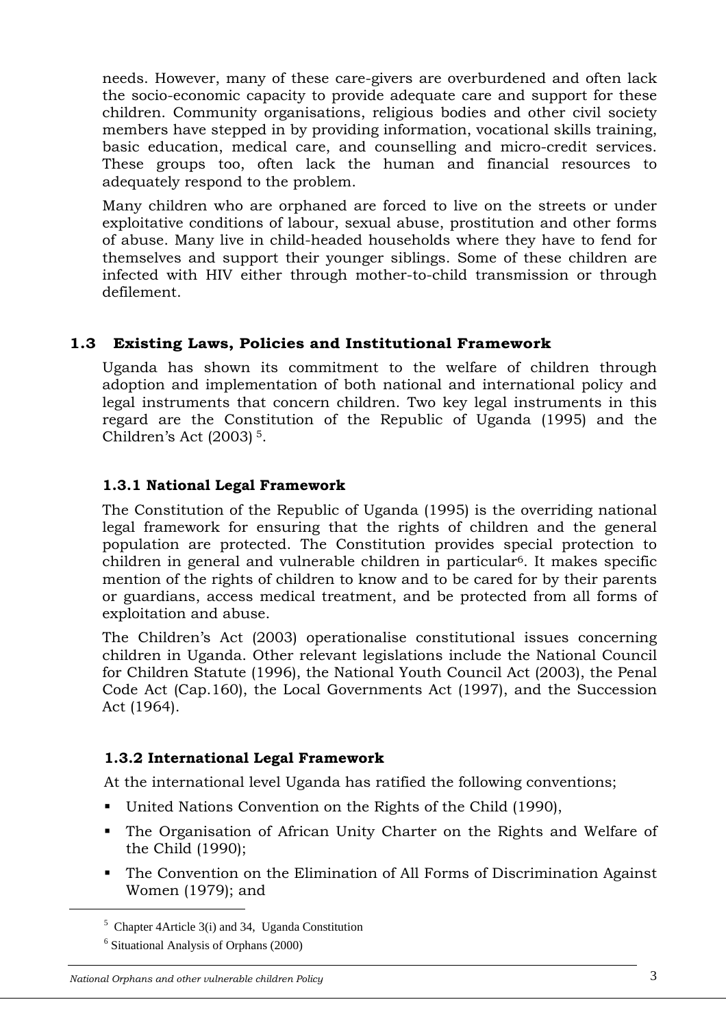needs. However, many of these care-givers are overburdened and often lack the socio-economic capacity to provide adequate care and support for these children. Community organisations, religious bodies and other civil society members have stepped in by providing information, vocational skills training, basic education, medical care, and counselling and micro-credit services. These groups too, often lack the human and financial resources to adequately respond to the problem.

Many children who are orphaned are forced to live on the streets or under exploitative conditions of labour, sexual abuse, prostitution and other forms of abuse. Many live in child-headed households where they have to fend for themselves and support their younger siblings. Some of these children are infected with HIV either through mother-to-child transmission or through defilement.

## 1.3 Existing Laws, Policies and Institutional Framework

Uganda has shown its commitment to the welfare of children through adoption and implementation of both national and international policy and legal instruments that concern children. Two key legal instruments in this regard are the Constitution of the Republic of Uganda (1995) and the Children's Act (2003) [5].

### 1.3.1 National Legal Framework

The Constitution of the Republic of Uganda (1995) is the overriding national legal framework for ensuring that the rights of children and the general population are protected. The Constitution provides special protection to children in general and vulnerable children in particular[6]. It makes specific mention of the rights of children to know and to be cared for by their parents or guardians, access medical treatment, and be protected from all forms of exploitation and abuse.

The Children's Act (2003) operationalise constitutional issues concerning children in Uganda. Other relevant legislations include the National Council for Children Statute (1996), the National Youth Council Act (2003), the Penal Code Act (Cap.160), the Local Governments Act (1997), and the Succession Act (1964).

### 1.3.2 International Legal Framework

At the international level Uganda has ratified the following conventions;

- United Nations Convention on the Rights of the Child (1990),
- The Organisation of African Unity Charter on the Rights and Welfare of the Child (1990);
- The Convention on the Elimination of All Forms of Discrimination Against Women (1979); and

[5] Chapter 4Article 3(i) and 34, Uganda Constitution

[6] Situational Analysis of Orphans (2000)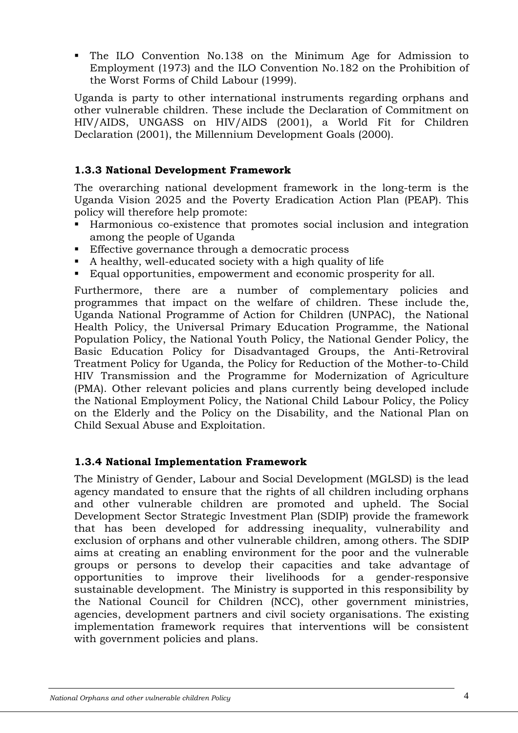- The ILO Convention No.138 on the Minimum Age for Admission to Employment (1973) and the ILO Convention No.182 on the Prohibition of the Worst Forms of Child Labour (1999).

Uganda is party to other international instruments regarding orphans and other vulnerable children. These include the Declaration of Commitment on HIV/AIDS, UNGASS on HIV/AIDS (2001), a World Fit for Children Declaration (2001), the Millennium Development Goals (2000).

### 1.3.3 National Development Framework

The overarching national development framework in the long-term is the Uganda Vision 2025 and the Poverty Eradication Action Plan (PEAP). This policy will therefore help promote:

- Harmonious co-existence that promotes social inclusion and integration among the people of Uganda
- Effective governance through a democratic process
- A healthy, well-educated society with a high quality of life
- Equal opportunities, empowerment and economic prosperity for all.

Furthermore, there are a number of complementary policies and programmes that impact on the welfare of children. These include the, Uganda National Programme of Action for Children (UNPAC), the National Health Policy, the Universal Primary Education Programme, the National Population Policy, the National Youth Policy, the National Gender Policy, the Basic Education Policy for Disadvantaged Groups, the Anti-Retroviral Treatment Policy for Uganda, the Policy for Reduction of the Mother-to-Child HIV Transmission and the Programme for Modernization of Agriculture (PMA). Other relevant policies and plans currently being developed include the National Employment Policy, the National Child Labour Policy, the Policy on the Elderly and the Policy on the Disability, and the National Plan on Child Sexual Abuse and Exploitation.

### 1.3.4 National Implementation Framework

The Ministry of Gender, Labour and Social Development (MGLSD) is the lead agency mandated to ensure that the rights of all children including orphans and other vulnerable children are promoted and upheld. The Social Development Sector Strategic Investment Plan (SDIP) provide the framework that has been developed for addressing inequality, vulnerability and exclusion of orphans and other vulnerable children, among others. The SDIP aims at creating an enabling environment for the poor and the vulnerable groups or persons to develop their capacities and take advantage of opportunities to improve their livelihoods for a gender-responsive sustainable development. The Ministry is supported in this responsibility by the National Council for Children (NCC), other government ministries, agencies, development partners and civil society organisations. The existing implementation framework requires that interventions will be consistent with government policies and plans.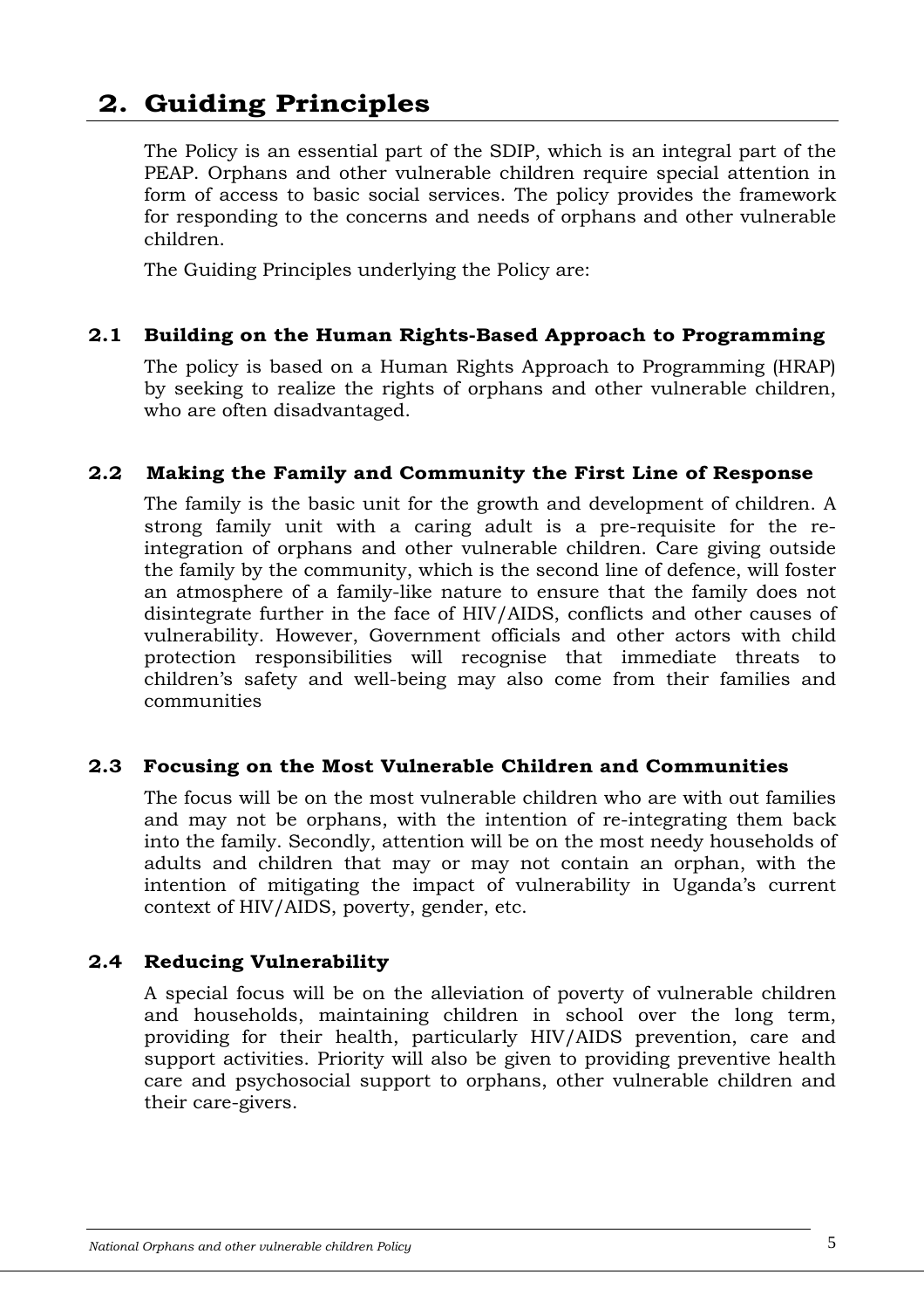# 2. Guiding Principles

The Policy is an essential part of the SDIP, which is an integral part of the PEAP. Orphans and other vulnerable children require special attention in form of access to basic social services. The policy provides the framework for responding to the concerns and needs of orphans and other vulnerable children.

The Guiding Principles underlying the Policy are:

## 2.1 Building on the Human Rights-Based Approach to Programming

The policy is based on a Human Rights Approach to Programming (HRAP) by seeking to realize the rights of orphans and other vulnerable children, who are often disadvantaged.

## 2.2 Making the Family and Community the First Line of Response

The family is the basic unit for the growth and development of children. A strong family unit with a caring adult is a pre-requisite for the re-integration of orphans and other vulnerable children. Care giving outside the family by the community, which is the second line of defence, will foster an atmosphere of a family-like nature to ensure that the family does not disintegrate further in the face of HIV/AIDS, conflicts and other causes of vulnerability. However, Government officials and other actors with child protection responsibilities will recognise that immediate threats to children's safety and well-being may also come from their families and communities

## 2.3 Focusing on the Most Vulnerable Children and Communities

The focus will be on the most vulnerable children who are with out families and may not be orphans, with the intention of re-integrating them back into the family. Secondly, attention will be on the most needy households of adults and children that may or may not contain an orphan, with the intention of mitigating the impact of vulnerability in Uganda's current context of HIV/AIDS, poverty, gender, etc.

## 2.4 Reducing Vulnerability

A special focus will be on the alleviation of poverty of vulnerable children and households, maintaining children in school over the long term, providing for their health, particularly HIV/AIDS prevention, care and support activities. Priority will also be given to providing preventive health care and psychosocial support to orphans, other vulnerable children and their care-givers.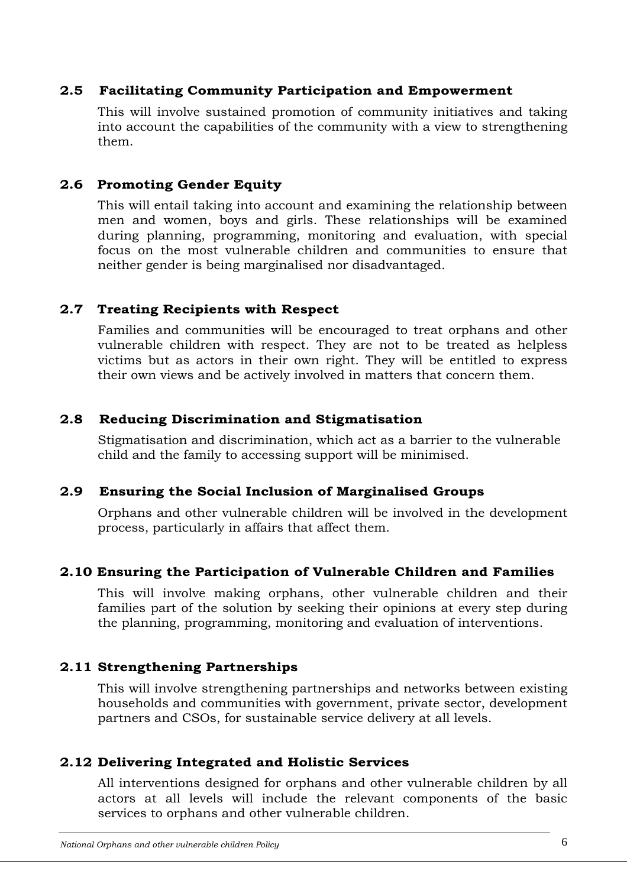## 2.5 Facilitating Community Participation and Empowerment

This will involve sustained promotion of community initiatives and taking into account the capabilities of the community with a view to strengthening them.

## 2.6 Promoting Gender Equity

This will entail taking into account and examining the relationship between men and women, boys and girls. These relationships will be examined during planning, programming, monitoring and evaluation, with special focus on the most vulnerable children and communities to ensure that neither gender is being marginalised nor disadvantaged.

## 2.7 Treating Recipients with Respect

Families and communities will be encouraged to treat orphans and other vulnerable children with respect. They are not to be treated as helpless victims but as actors in their own right. They will be entitled to express their own views and be actively involved in matters that concern them.

## 2.8 Reducing Discrimination and Stigmatisation

Stigmatisation and discrimination, which act as a barrier to the vulnerable child and the family to accessing support will be minimised.

## 2.9 Ensuring the Social Inclusion of Marginalised Groups

Orphans and other vulnerable children will be involved in the development process, particularly in affairs that affect them.

## 2.10 Ensuring the Participation of Vulnerable Children and Families

This will involve making orphans, other vulnerable children and their families part of the solution by seeking their opinions at every step during the planning, programming, monitoring and evaluation of interventions.

## 2.11 Strengthening Partnerships

This will involve strengthening partnerships and networks between existing households and communities with government, private sector, development partners and CSOs, for sustainable service delivery at all levels.

## 2.12 Delivering Integrated and Holistic Services

All interventions designed for orphans and other vulnerable children by all actors at all levels will include the relevant components of the basic services to orphans and other vulnerable children.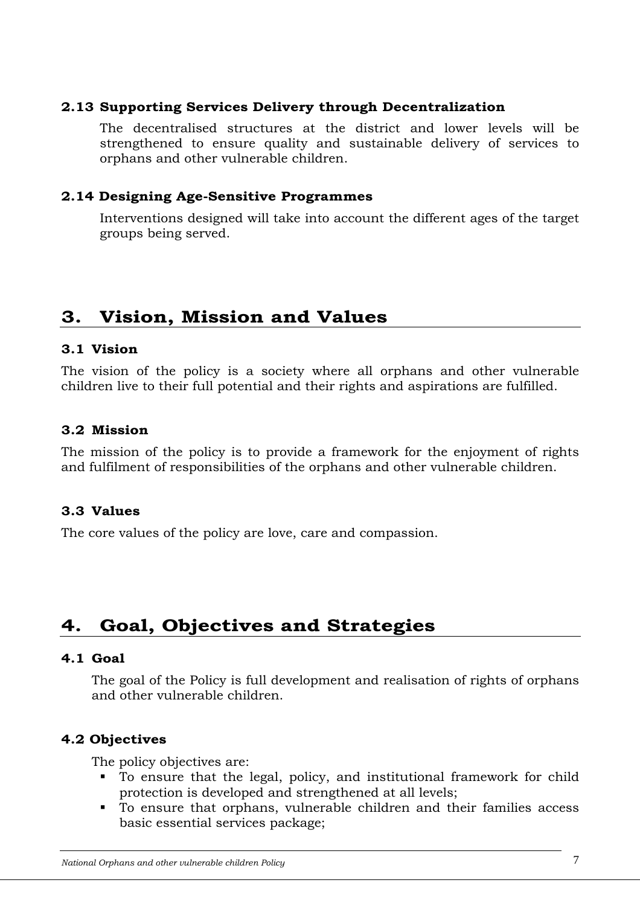### 2.13 Supporting Services Delivery through Decentralization

The decentralised structures at the district and lower levels will be strengthened to ensure quality and sustainable delivery of services to orphans and other vulnerable children.

### 2.14 Designing Age-Sensitive Programmes

Interventions designed will take into account the different ages of the target groups being served.

## 3. Vision, Mission and Values

### 3.1 Vision

The vision of the policy is a society where all orphans and other vulnerable children live to their full potential and their rights and aspirations are fulfilled.

### 3.2 Mission

The mission of the policy is to provide a framework for the enjoyment of rights and fulfilment of responsibilities of the orphans and other vulnerable children.

### 3.3 Values

The core values of the policy are love, care and compassion.

## 4. Goal, Objectives and Strategies

### 4.1 Goal

The goal of the Policy is full development and realisation of rights of orphans and other vulnerable children.

### 4.2 Objectives

The policy objectives are:

- To ensure that the legal, policy, and institutional framework for child protection is developed and strengthened at all levels;
- To ensure that orphans, vulnerable children and their families access basic essential services package;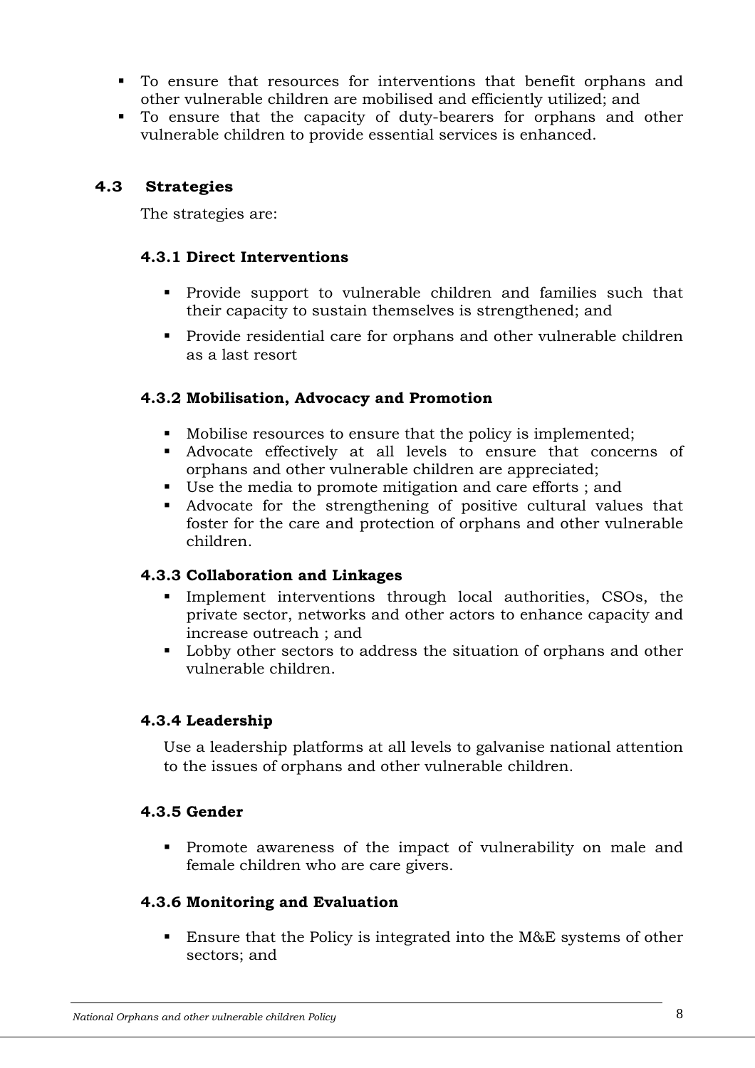- To ensure that resources for interventions that benefit orphans and other vulnerable children are mobilised and efficiently utilized; and
- To ensure that the capacity of duty-bearers for orphans and other vulnerable children to provide essential services is enhanced.

## 4.3 Strategies

The strategies are:

### 4.3.1 Direct Interventions

- Provide support to vulnerable children and families such that their capacity to sustain themselves is strengthened; and
- Provide residential care for orphans and other vulnerable children as a last resort

### 4.3.2 Mobilisation, Advocacy and Promotion

- Mobilise resources to ensure that the policy is implemented;
- Advocate effectively at all levels to ensure that concerns of orphans and other vulnerable children are appreciated;
- Use the media to promote mitigation and care efforts ; and
- Advocate for the strengthening of positive cultural values that foster for the care and protection of orphans and other vulnerable children.

### 4.3.3 Collaboration and Linkages

- Implement interventions through local authorities, CSOs, the private sector, networks and other actors to enhance capacity and increase outreach ; and
- Lobby other sectors to address the situation of orphans and other vulnerable children.

### 4.3.4 Leadership

Use a leadership platforms at all levels to galvanise national attention to the issues of orphans and other vulnerable children.

### 4.3.5 Gender

- Promote awareness of the impact of vulnerability on male and female children who are care givers.

### 4.3.6 Monitoring and Evaluation

- Ensure that the Policy is integrated into the M&E systems of other sectors; and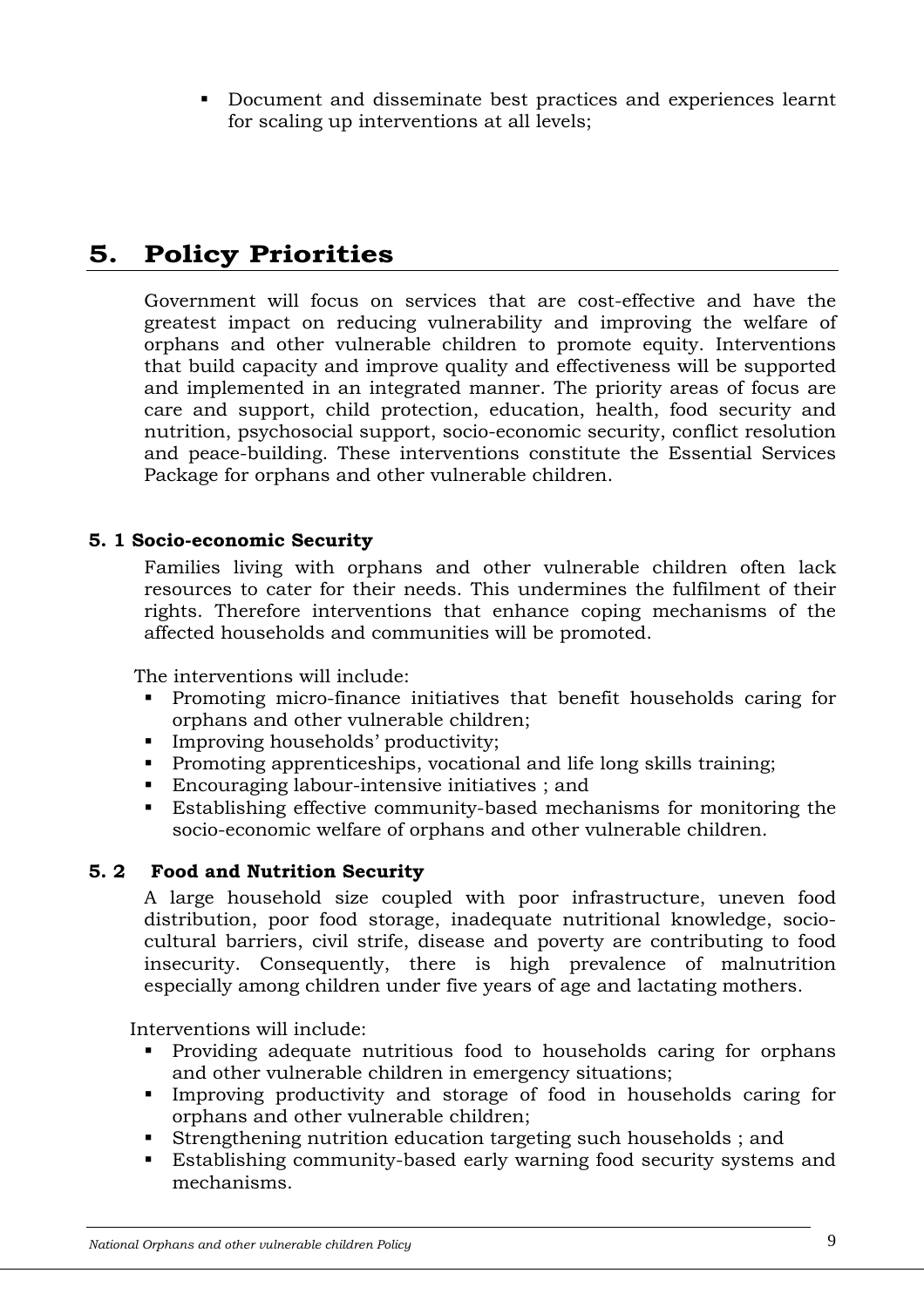- Document and disseminate best practices and experiences learnt for scaling up interventions at all levels;

# 5. Policy Priorities

Government will focus on services that are cost-effective and have the greatest impact on reducing vulnerability and improving the welfare of orphans and other vulnerable children to promote equity. Interventions that build capacity and improve quality and effectiveness will be supported and implemented in an integrated manner. The priority areas of focus are care and support, child protection, education, health, food security and nutrition, psychosocial support, socio-economic security, conflict resolution and peace-building. These interventions constitute the Essential Services Package for orphans and other vulnerable children.

### 5. 1 Socio-economic Security

Families living with orphans and other vulnerable children often lack resources to cater for their needs. This undermines the fulfilment of their rights. Therefore interventions that enhance coping mechanisms of the affected households and communities will be promoted.

The interventions will include:

- Promoting micro-finance initiatives that benefit households caring for orphans and other vulnerable children;
- Improving households' productivity;
- Promoting apprenticeships, vocational and life long skills training;
- Encouraging labour-intensive initiatives ; and
- Establishing effective community-based mechanisms for monitoring the socio-economic welfare of orphans and other vulnerable children.

### 5. 2 Food and Nutrition Security

A large household size coupled with poor infrastructure, uneven food distribution, poor food storage, inadequate nutritional knowledge, socio-cultural barriers, civil strife, disease and poverty are contributing to food insecurity. Consequently, there is high prevalence of malnutrition especially among children under five years of age and lactating mothers.

Interventions will include:

- Providing adequate nutritious food to households caring for orphans and other vulnerable children in emergency situations;
- Improving productivity and storage of food in households caring for orphans and other vulnerable children;
- Strengthening nutrition education targeting such households ; and
- Establishing community-based early warning food security systems and mechanisms.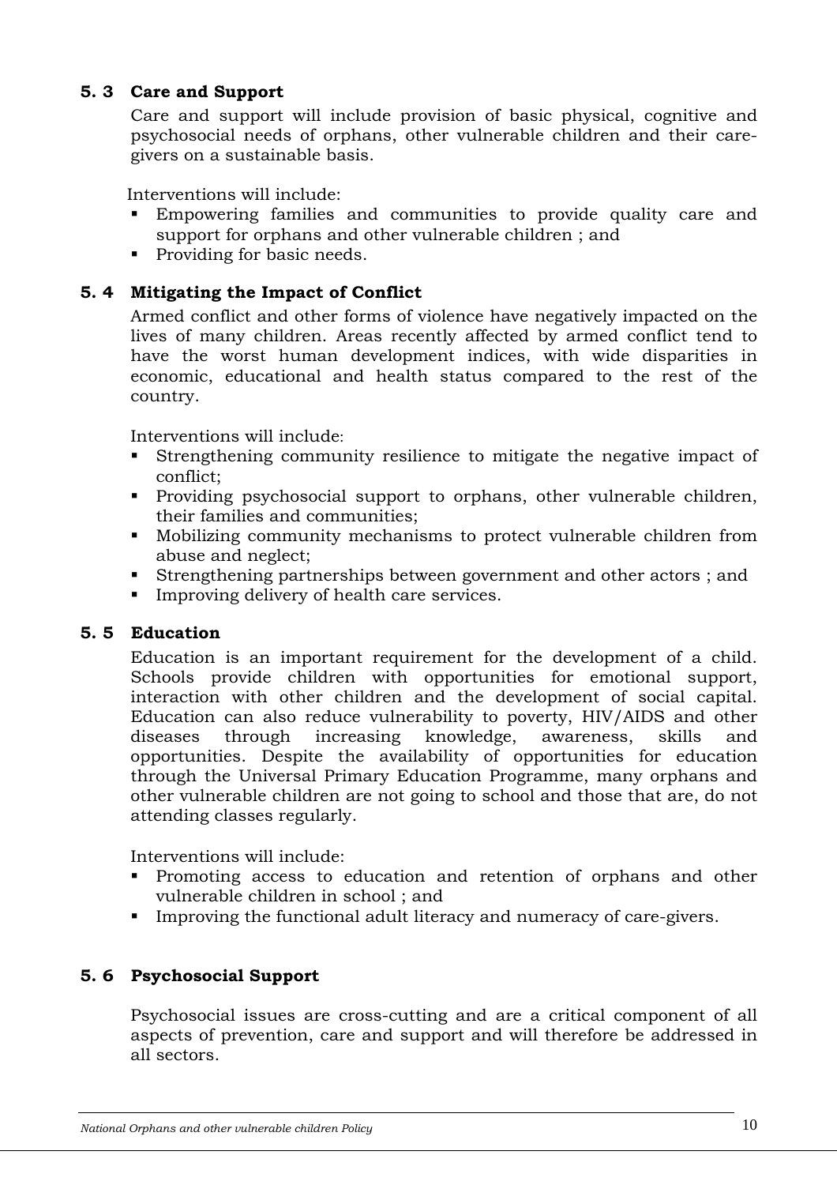### 5. 3 Care and Support

Care and support will include provision of basic physical, cognitive and psychosocial needs of orphans, other vulnerable children and their care-givers on a sustainable basis.

Interventions will include:

- Empowering families and communities to provide quality care and support for orphans and other vulnerable children ; and
- Providing for basic needs.

### 5. 4 Mitigating the Impact of Conflict

Armed conflict and other forms of violence have negatively impacted on the lives of many children. Areas recently affected by armed conflict tend to have the worst human development indices, with wide disparities in economic, educational and health status compared to the rest of the country.

Interventions will include:

- Strengthening community resilience to mitigate the negative impact of conflict;
- Providing psychosocial support to orphans, other vulnerable children, their families and communities;
- Mobilizing community mechanisms to protect vulnerable children from abuse and neglect;
- Strengthening partnerships between government and other actors ; and
- Improving delivery of health care services.

### 5. 5 Education

Education is an important requirement for the development of a child. Schools provide children with opportunities for emotional support, interaction with other children and the development of social capital. Education can also reduce vulnerability to poverty, HIV/AIDS and other diseases through increasing knowledge, awareness, skills and opportunities. Despite the availability of opportunities for education through the Universal Primary Education Programme, many orphans and other vulnerable children are not going to school and those that are, do not attending classes regularly.

Interventions will include:

- Promoting access to education and retention of orphans and other vulnerable children in school ; and
- Improving the functional adult literacy and numeracy of care-givers.

### 5. 6 Psychosocial Support

Psychosocial issues are cross-cutting and are a critical component of all aspects of prevention, care and support and will therefore be addressed in all sectors.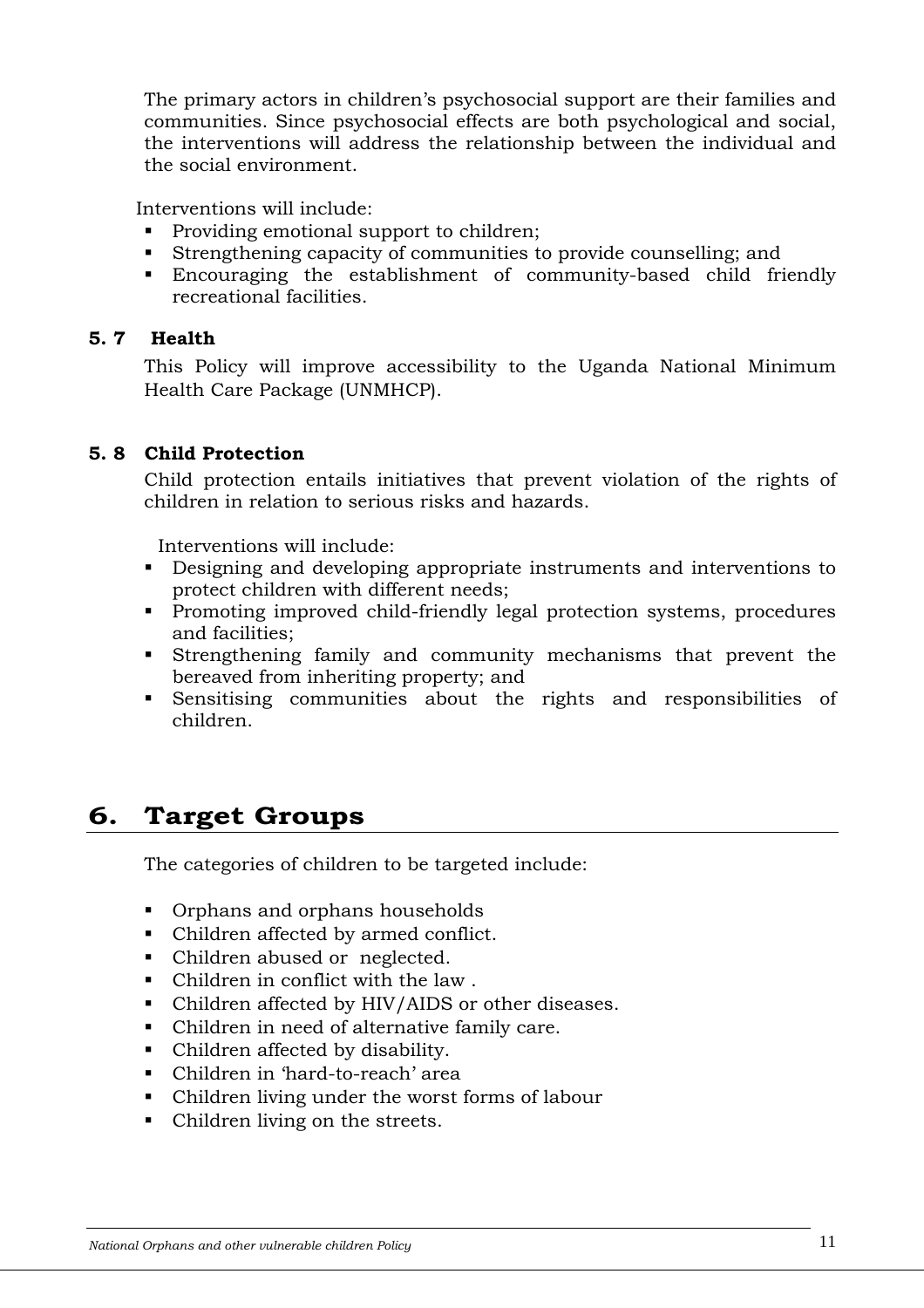The primary actors in children's psychosocial support are their families and communities. Since psychosocial effects are both psychological and social, the interventions will address the relationship between the individual and the social environment.

Interventions will include:

- Providing emotional support to children;
- Strengthening capacity of communities to provide counselling; and
- Encouraging the establishment of community-based child friendly recreational facilities.

### 5. 7 Health

This Policy will improve accessibility to the Uganda National Minimum Health Care Package (UNMHCP).

### 5. 8 Child Protection

Child protection entails initiatives that prevent violation of the rights of children in relation to serious risks and hazards.

Interventions will include:

- Designing and developing appropriate instruments and interventions to protect children with different needs;
- Promoting improved child-friendly legal protection systems, procedures and facilities;
- Strengthening family and community mechanisms that prevent the bereaved from inheriting property; and
- Sensitising communities about the rights and responsibilities of children.

## 6. Target Groups

The categories of children to be targeted include:

- Orphans and orphans households
- Children affected by armed conflict.
- Children abused or neglected.
- Children in conflict with the law .
- Children affected by HIV/AIDS or other diseases.
- Children in need of alternative family care.
- Children affected by disability.
- Children in 'hard-to-reach' area
- Children living under the worst forms of labour
- Children living on the streets.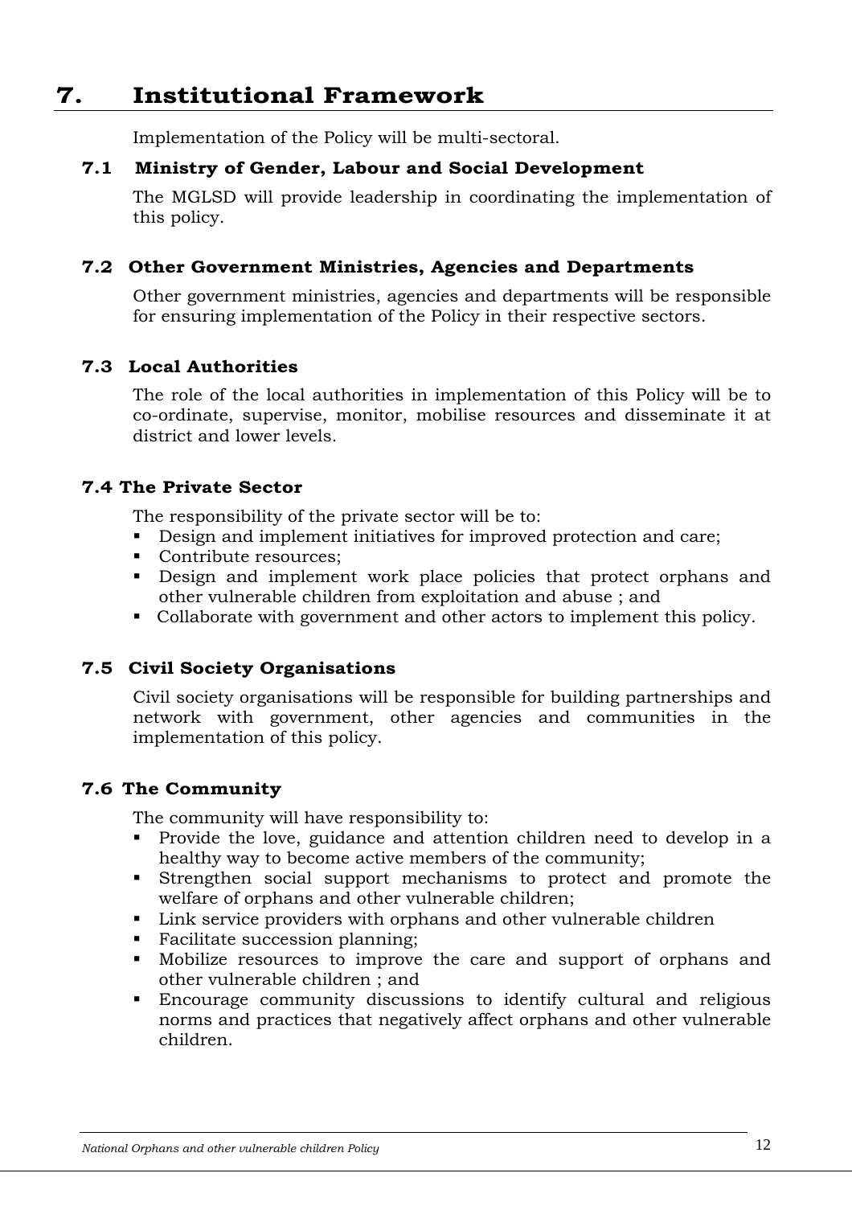# 7. Institutional Framework

Implementation of the Policy will be multi-sectoral.

## 7.1 Ministry of Gender, Labour and Social Development

The MGLSD will provide leadership in coordinating the implementation of this policy.

## 7.2 Other Government Ministries, Agencies and Departments

Other government ministries, agencies and departments will be responsible for ensuring implementation of the Policy in their respective sectors.

## 7.3 Local Authorities

The role of the local authorities in implementation of this Policy will be to co-ordinate, supervise, monitor, mobilise resources and disseminate it at district and lower levels.

## 7.4 The Private Sector

The responsibility of the private sector will be to:

- Design and implement initiatives for improved protection and care;
- Contribute resources;
- Design and implement work place policies that protect orphans and other vulnerable children from exploitation and abuse ; and
- Collaborate with government and other actors to implement this policy.

## 7.5 Civil Society Organisations

Civil society organisations will be responsible for building partnerships and network with government, other agencies and communities in the implementation of this policy.

## 7.6 The Community

The community will have responsibility to:

- Provide the love, guidance and attention children need to develop in a healthy way to become active members of the community;
- Strengthen social support mechanisms to protect and promote the welfare of orphans and other vulnerable children;
- Link service providers with orphans and other vulnerable children
- Facilitate succession planning;
- Mobilize resources to improve the care and support of orphans and other vulnerable children ; and
- Encourage community discussions to identify cultural and religious norms and practices that negatively affect orphans and other vulnerable children.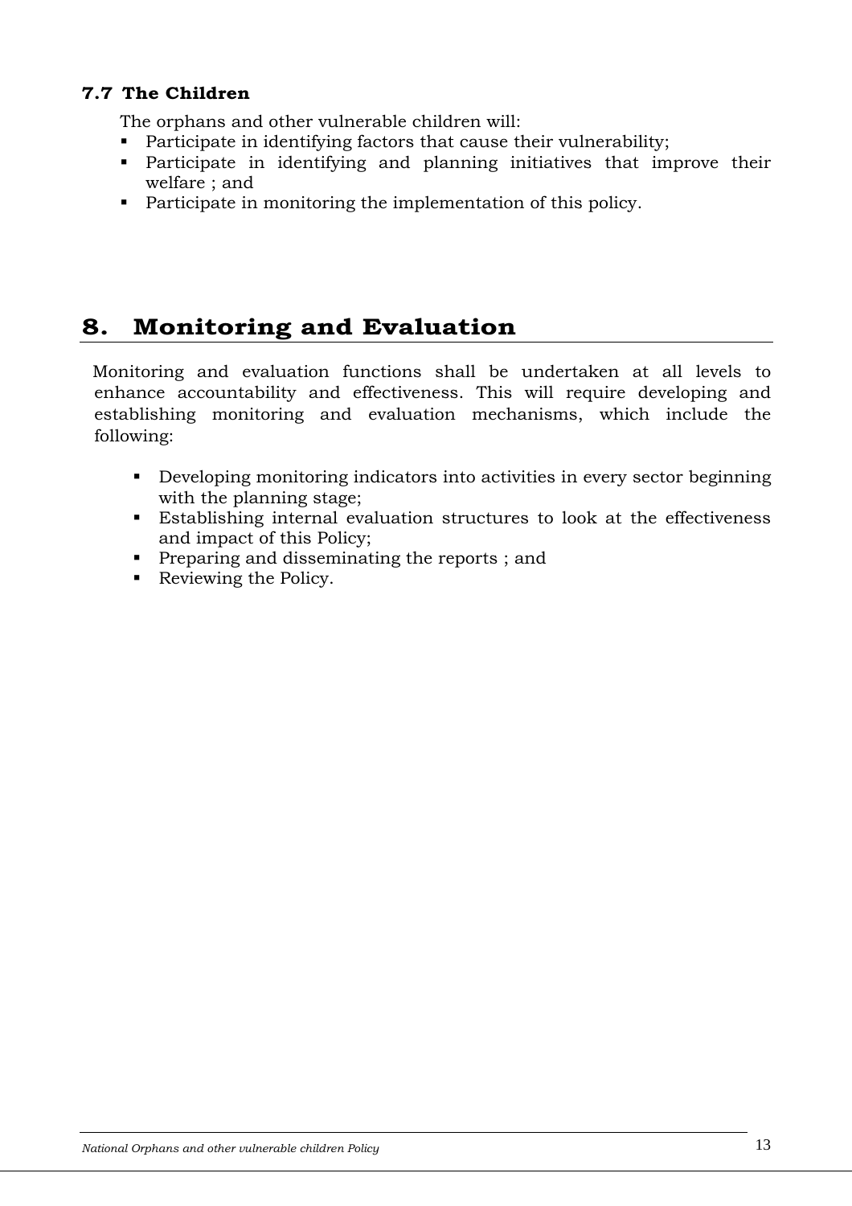### 7.7 The Children

The orphans and other vulnerable children will:

- Participate in identifying factors that cause their vulnerability;
- Participate in identifying and planning initiatives that improve their welfare ; and
- Participate in monitoring the implementation of this policy.

## 8. Monitoring and Evaluation

Monitoring and evaluation functions shall be undertaken at all levels to enhance accountability and effectiveness. This will require developing and establishing monitoring and evaluation mechanisms, which include the following:

- Developing monitoring indicators into activities in every sector beginning with the planning stage;
- Establishing internal evaluation structures to look at the effectiveness and impact of this Policy;
- Preparing and disseminating the reports ; and
- Reviewing the Policy.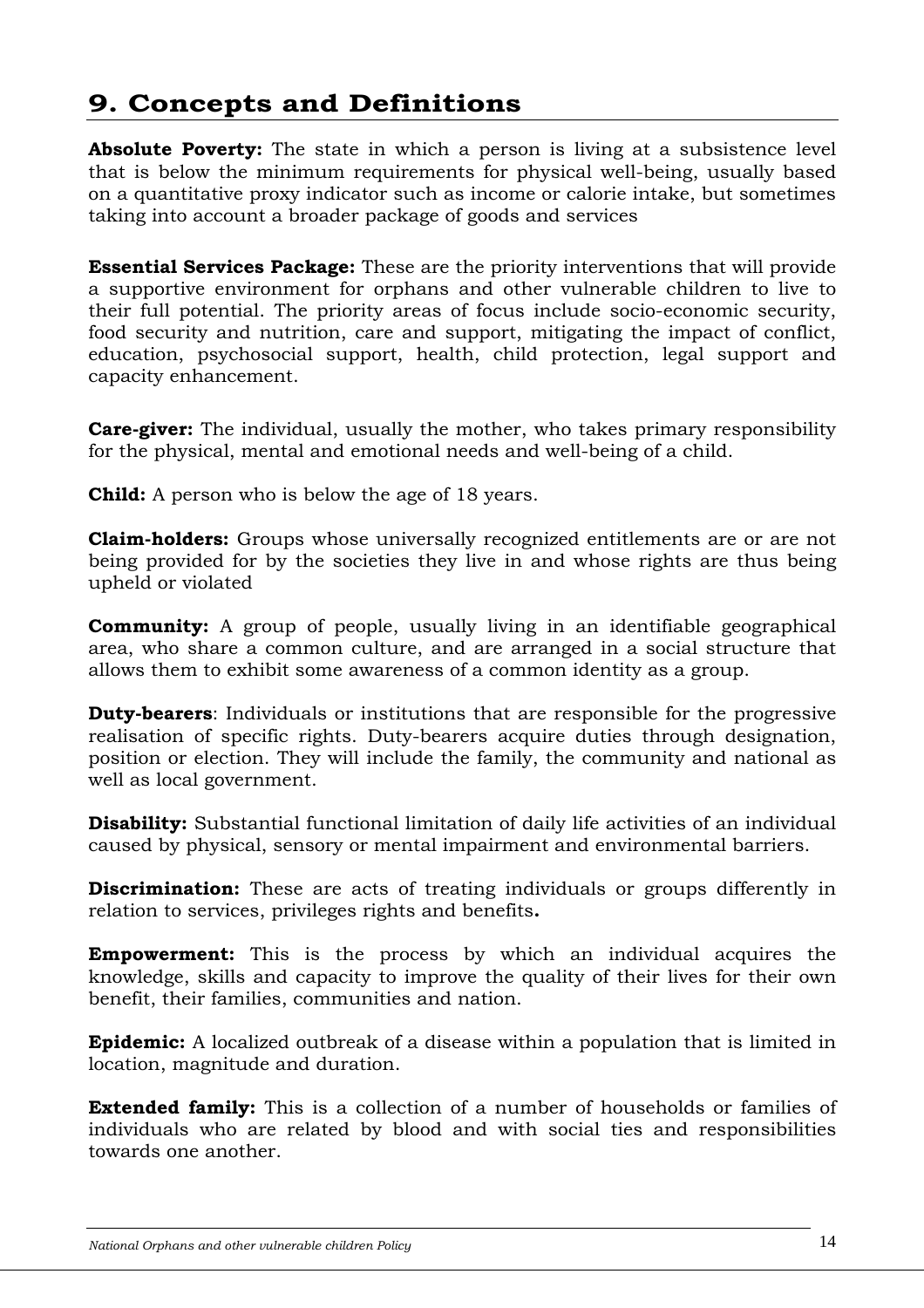# 9. Concepts and Definitions

**Absolute Poverty:** The state in which a person is living at a subsistence level that is below the minimum requirements for physical well-being, usually based on a quantitative proxy indicator such as income or calorie intake, but sometimes taking into account a broader package of goods and services

**Essential Services Package:** These are the priority interventions that will provide a supportive environment for orphans and other vulnerable children to live to their full potential. The priority areas of focus include socio-economic security, food security and nutrition, care and support, mitigating the impact of conflict, education, psychosocial support, health, child protection, legal support and capacity enhancement.

**Care-giver:** The individual, usually the mother, who takes primary responsibility for the physical, mental and emotional needs and well-being of a child.

**Child:** A person who is below the age of 18 years.

**Claim-holders:** Groups whose universally recognized entitlements are or are not being provided for by the societies they live in and whose rights are thus being upheld or violated

**Community:** A group of people, usually living in an identifiable geographical area, who share a common culture, and are arranged in a social structure that allows them to exhibit some awareness of a common identity as a group.

**Duty-bearers**: Individuals or institutions that are responsible for the progressive realisation of specific rights. Duty-bearers acquire duties through designation, position or election. They will include the family, the community and national as well as local government.

**Disability:** Substantial functional limitation of daily life activities of an individual caused by physical, sensory or mental impairment and environmental barriers.

**Discrimination:** These are acts of treating individuals or groups differently in relation to services, privileges rights and benefits**.**

**Empowerment:** This is the process by which an individual acquires the knowledge, skills and capacity to improve the quality of their lives for their own benefit, their families, communities and nation.

**Epidemic:** A localized outbreak of a disease within a population that is limited in location, magnitude and duration.

**Extended family:** This is a collection of a number of households or families of individuals who are related by blood and with social ties and responsibilities towards one another.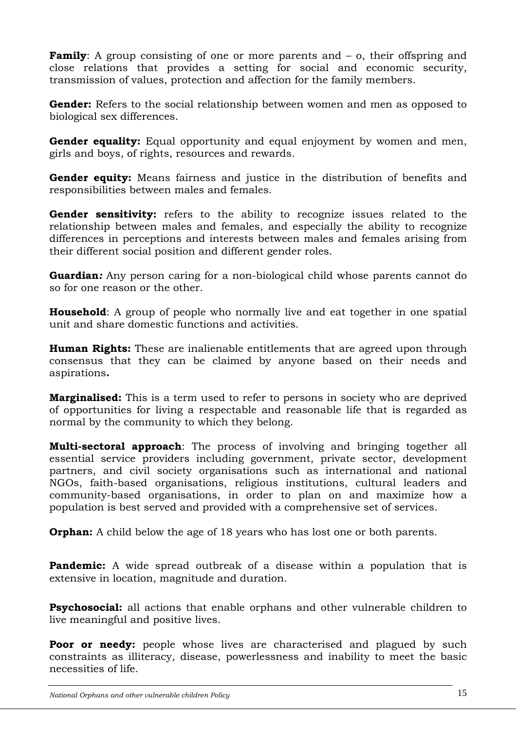**Family**: A group consisting of one or more parents and – o, their offspring and close relations that provides a setting for social and economic security, transmission of values, protection and affection for the family members.

**Gender:** Refers to the social relationship between women and men as opposed to biological sex differences.

**Gender equality:** Equal opportunity and equal enjoyment by women and men, girls and boys, of rights, resources and rewards.

**Gender equity:** Means fairness and justice in the distribution of benefits and responsibilities between males and females.

**Gender sensitivity:** refers to the ability to recognize issues related to the relationship between males and females, and especially the ability to recognize differences in perceptions and interests between males and females arising from their different social position and different gender roles.

**Guardian*:*** Any person caring for a non-biological child whose parents cannot do so for one reason or the other.

**Household**: A group of people who normally live and eat together in one spatial unit and share domestic functions and activities.

**Human Rights:** These are inalienable entitlements that are agreed upon through consensus that they can be claimed by anyone based on their needs and aspirations**.**

**Marginalised:** This is a term used to refer to persons in society who are deprived of opportunities for living a respectable and reasonable life that is regarded as normal by the community to which they belong.

**Multi-sectoral approach**: The process of involving and bringing together all essential service providers including government, private sector, development partners, and civil society organisations such as international and national NGOs, faith-based organisations, religious institutions, cultural leaders and community-based organisations, in order to plan on and maximize how a population is best served and provided with a comprehensive set of services.

**Orphan:** A child below the age of 18 years who has lost one or both parents.

**Pandemic:** A wide spread outbreak of a disease within a population that is extensive in location, magnitude and duration.

**Psychosocial:** all actions that enable orphans and other vulnerable children to live meaningful and positive lives.

**Poor or needy:** people whose lives are characterised and plagued by such constraints as illiteracy, disease, powerlessness and inability to meet the basic necessities of life.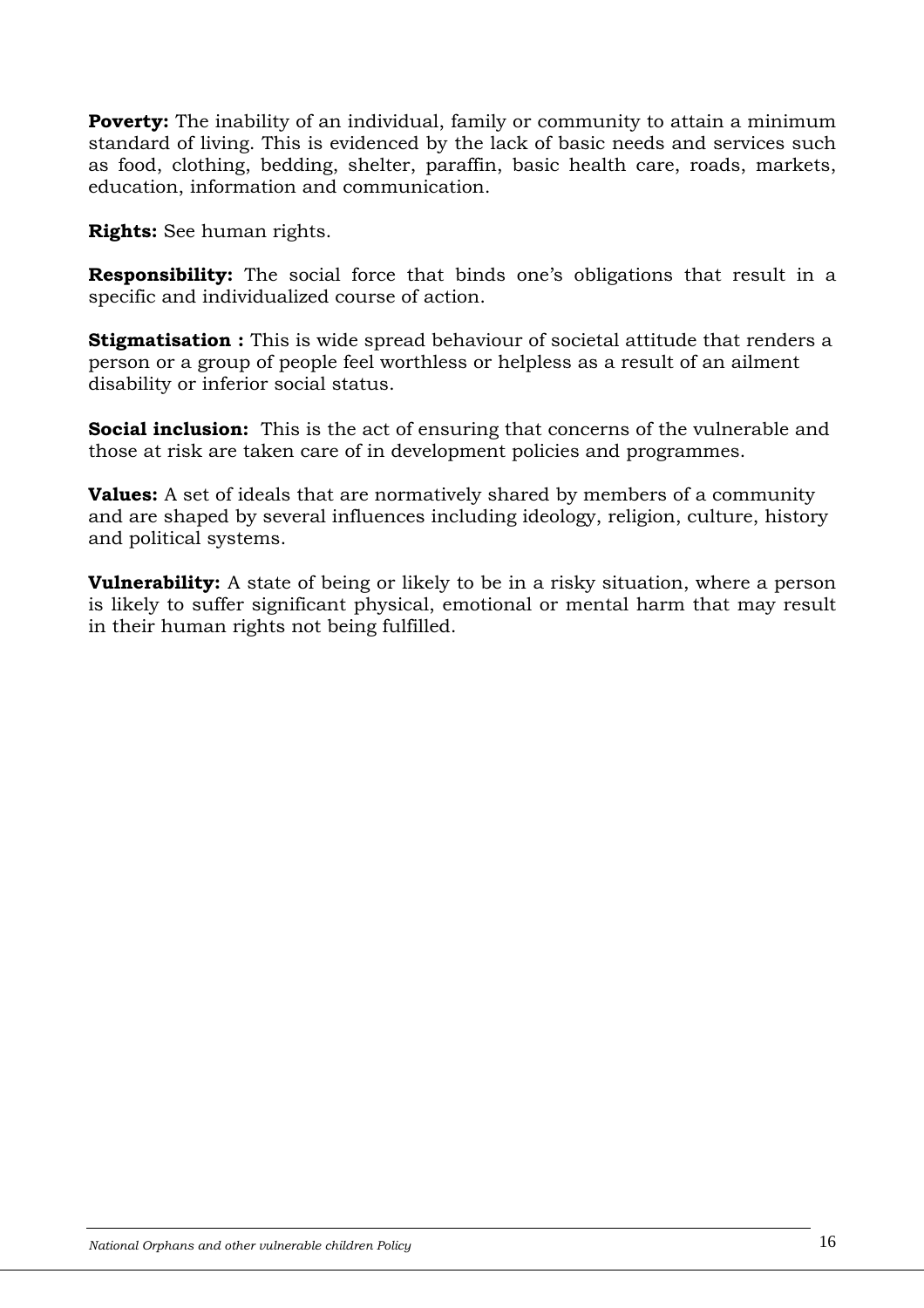**Poverty:** The inability of an individual, family or community to attain a minimum standard of living. This is evidenced by the lack of basic needs and services such as food, clothing, bedding, shelter, paraffin, basic health care, roads, markets, education, information and communication.

**Rights:** See human rights.

**Responsibility:** The social force that binds one's obligations that result in a specific and individualized course of action.

**Stigmatisation :** This is wide spread behaviour of societal attitude that renders a person or a group of people feel worthless or helpless as a result of an ailment disability or inferior social status.

**Social inclusion:** This is the act of ensuring that concerns of the vulnerable and those at risk are taken care of in development policies and programmes.

**Values:** A set of ideals that are normatively shared by members of a community and are shaped by several influences including ideology, religion, culture, history and political systems.

**Vulnerability:** A state of being or likely to be in a risky situation, where a person is likely to suffer significant physical, emotional or mental harm that may result in their human rights not being fulfilled.